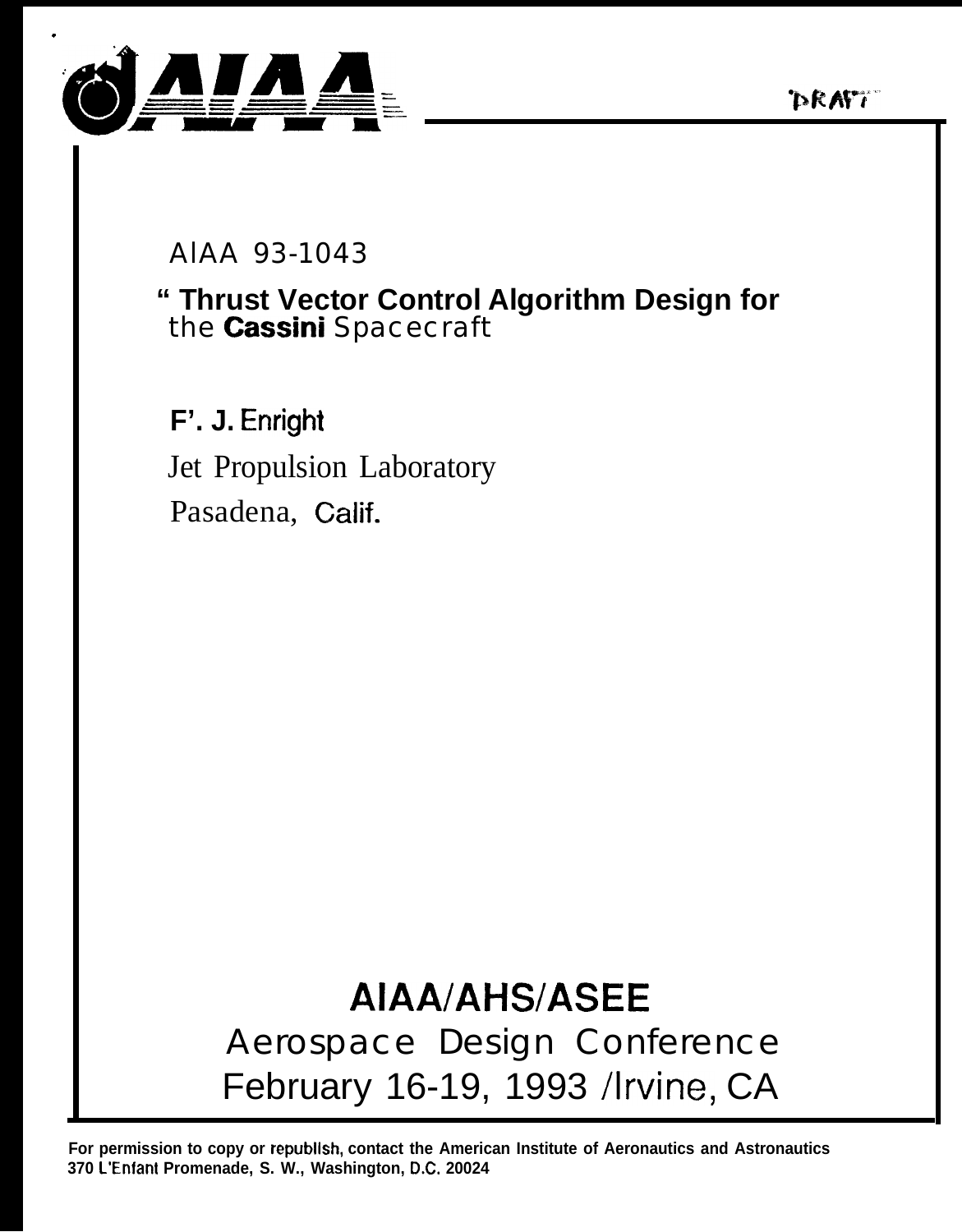DRAFT

AIAA 93-1043

# " Thrust Vector Control Algorithm Design for the Cassini Spacecraft

**F'. J. Enright**

Jet Propulsion Laboratory

Pasadena, Calif.

## AIAA/AHS/ASEE

## Aerospace Design Conference

## February 16-19, 1993 /Irvine, CA

**For permission to copy or republish, contact the American Institute of Aeronautics and Astronautics 370 L'Enfant Promenade, S. W., Washington, D.C. 20024**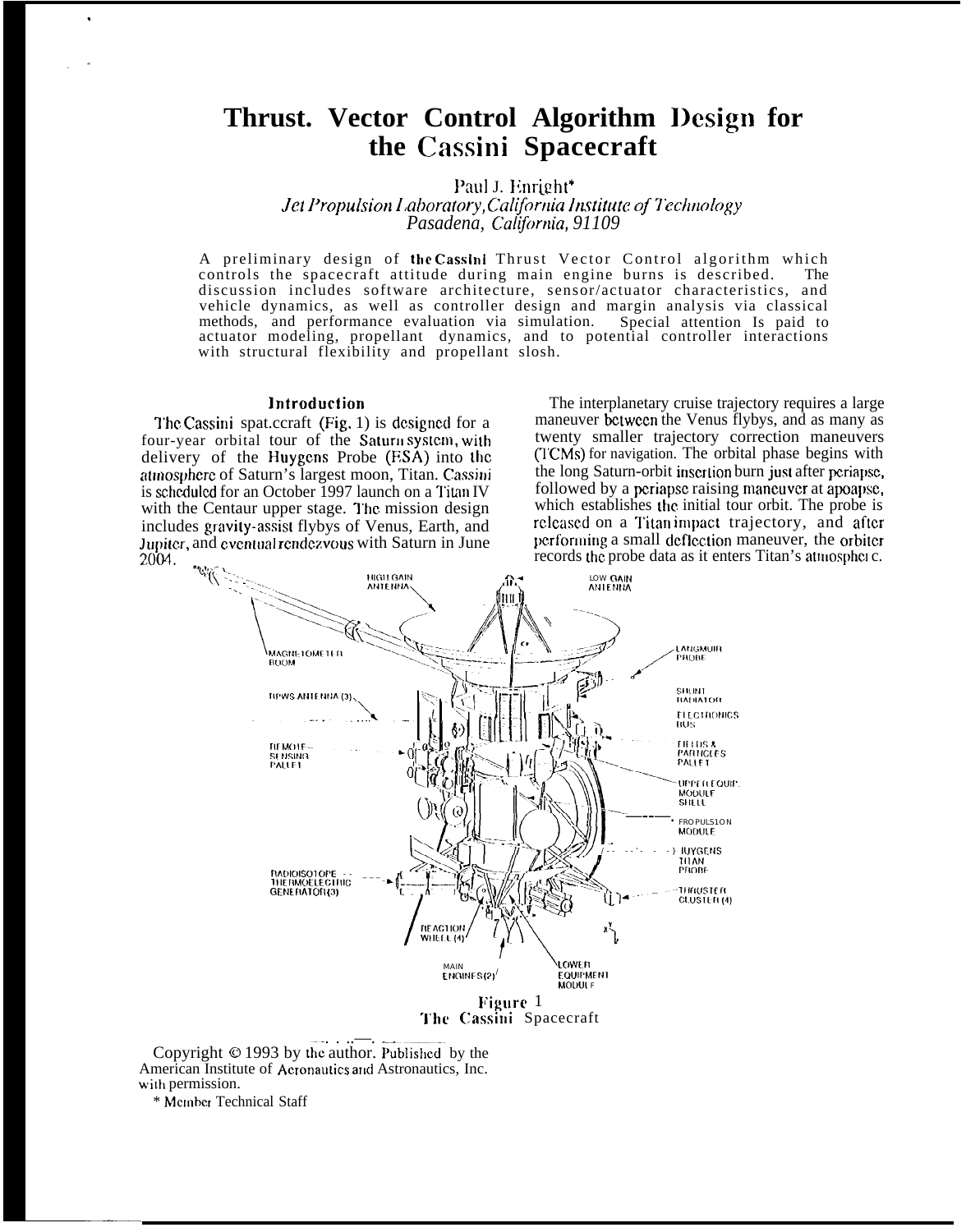# Thrust. Vector Control Algorithm Design for the Cassini Spacecraft

Paul J. Enright*

*Jet Propulsion Laboratory, California Institute of Technology*
*Pasadena, California, 91109*

A preliminary design of the Cassini Thrust Vector Control algorithm which controls the spacecraft attitude during main engine burns is described. The discussion includes software architecture, sensor/actuator characteristics, and vehicle dynamics, as well as controller design and margin analysis via classical methods, and performance evaluation via simulation. Special attention Is paid to actuator modeling, propellant dynamics, and to potential controller interactions with structural flexibility and propellant slosh.

## Introduction

The Cassini spat.ccraft (Fig. 1) is designed for a four-year orbital tour of the Saturn system, with delivery of the Huygens Probe (ESA) into the atmosphere of Saturn's largest moon, Titan. Cassini is scheduled for an October 1997 launch on a Titan IV with the Centaur upper stage. The mission design includes gravity-assist flybys of Venus, Earth, and Jupiter, and eventual rendezvous with Saturn in June 2004.

The interplanetary cruise trajectory requires a large maneuver between the Venus flybys, and as many as twenty smaller trajectory correction maneuvers (TCMs) for navigation. The orbital phase begins with the long Saturn-orbit insertion burn just after periapse, followed by a periapse raising maneuver at apoapse, which establishes the initial tour orbit. The probe is released on a Titan impact trajectory, and after performing a small deflection maneuver, the orbiter records the probe data as it enters Titan's atmosphere.

Figure 1
The Cassini Spacecraft

Copyright © 1993 by the author. Published by the American Institute of Aeronautics and Astronautics, Inc. with permission.

\* Member Technical Staff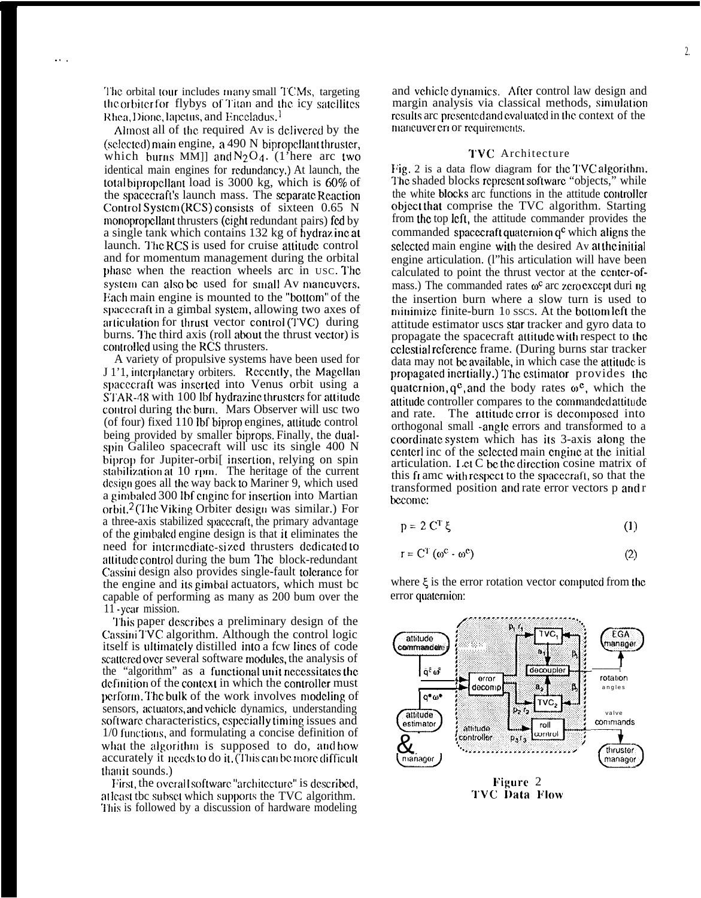The orbital tour includes many small TCMs, targeting the orbiter for flybys of Titan and the icy satellites Rhea, Dione, Iapetus, and Enceladus.[1]

Almost all of the required Δv is delivered by the (selected) main engine, a 490 N bipropellant thruster, which burns MMH and $N_2O_4$. (There are two identical main engines for redundancy.) At launch, the total bipropellant load is 3000 kg, which is 60% of the spacecraft's launch mass. The separate Reaction Control System (RCS) consists of sixteen 0.65 N monopropellant thrusters (eight redundant pairs) fed by a single tank which contains 132 kg of hydrazine at launch. The RCS is used for cruise attitude control and for momentum management during the orbital phase when the reaction wheels are in use. The system can also be used for small Δv maneuvers. Each main engine is mounted to the "bottom" of the spacecraft in a gimbal system, allowing two axes of articulation for thrust vector control (TVC) during burns. The third axis (roll about the thrust vector) is controlled using the RCS thrusters.

A variety of propulsive systems have been used for JPL interplanetary orbiters. Recently, the Magellan spacecraft was inserted into Venus orbit using a STAR-48 with 100 lbf hydrazine thrusters for attitude control during the burn. Mars Observer will use two (of four) fixed 110 lbf biprop engines, attitude control being provided by smaller biprops. Finally, the dual-spin Galileo spacecraft will use its single 400 N biprop for Jupiter-orbit insertion, relying on spin stabilization at 10 rpm. The heritage of the current design goes all the way back to Mariner 9, which used a gimbaled 300 lbf engine for insertion into Martian orbit.[2] (The Viking Orbiter design was similar.) For a three-axis stabilized spacecraft, the primary advantage of the gimbaled engine design is that it eliminates the need for intermediate-sized thrusters dedicated to attitude control during the burn. The block-redundant Cassini design also provides single-fault tolerance for the engine and its gimbal actuators, which must be capable of performing as many as 200 burn over the 11-year mission.

This paper describes a preliminary design of the Cassini TVC algorithm. Although the control logic itself is ultimately distilled into a few lines of code scattered over several software modules, the analysis of the "algorithm" as a functional unit necessitates the definition of the context in which the controller must perform. The bulk of the work involves modeling of sensors, actuators, and vehicle dynamics, understanding software characteristics, especially timing issues and I/O functions, and formulating a concise definition of what the algorithm is supposed to do, and how accurately it needs to do it. (This can be more difficult than it sounds.)

First, the overall software "architecture" is described, at least the subset which supports the TVC algorithm. This is followed by a discussion of hardware modeling and vehicle dynamics. After control law design and margin analysis via classical methods, simulation results are presented and evaluated in the context of the maneuver error requirements.

## TVC Architecture

Fig. 2 is a data flow diagram for the TVC algorithm. The shaded blocks represent software "objects," while the white blocks are functions in the attitude controller object that comprise the TVC algorithm. Starting from the top left, the attitude commander provides the commanded spacecraft quaternion $q^c$ which aligns the selected main engine with the desired Δv at the initial engine articulation. (This articulation will have been calculated to point the thrust vector at the center-of-mass.) The commanded rates $\omega^c$ are zero except during the insertion burn where a slow turn is used to minimize finite-burn losses. At the bottom left the attitude estimator uses star tracker and gyro data to propagate the spacecraft attitude with respect to the celestial reference frame. (During burns star tracker data may not be available, in which case the attitude is propagated inertially.) The estimator provides the quaternion, $q^e$, and the body rates $\omega^e$, which the attitude controller compares to the commanded attitude and rate. The attitude error is decomposed into orthogonal small-angle errors and transformed to a coordinate system which has its 3-axis along the centerline of the selected main engine at the initial articulation. Let C be the direction cosine matrix of this frame with respect to the spacecraft, so that the transformed position and rate error vectors p and r become:

$$p = 2\, C^T \xi \tag{1}$$

$$r = C^T (\omega^c - \omega^e) \tag{2}$$

where $\xi$ is the error rotation vector computed from the error quaternion:

Figure 2
TVC Data Flow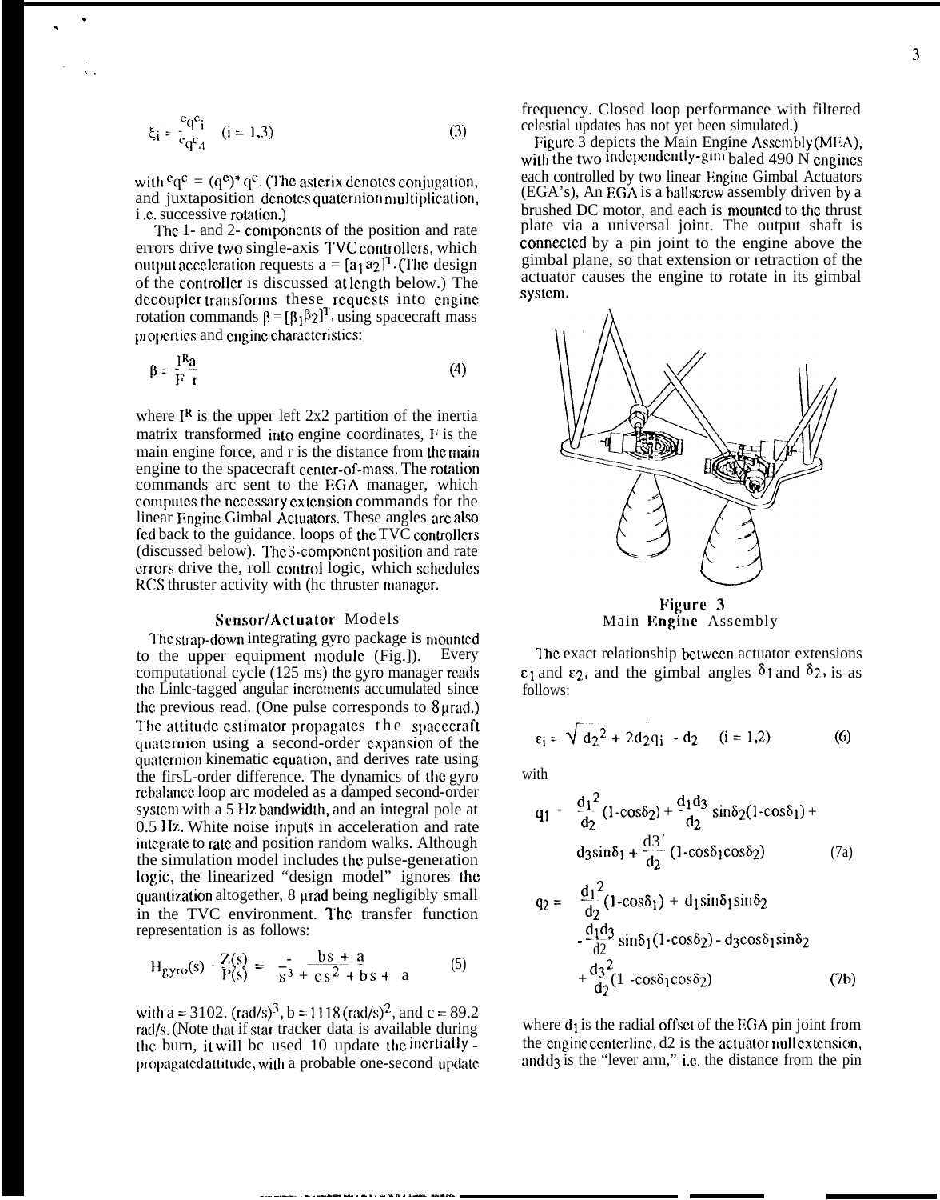$$\xi_i = \frac{{}^e q^c{}_i}{{}^e q^c{}_4} \quad (i = 1,3) \tag{3}$$

with ${}^e q^c = (q^e)^* q^c$. (The asterix denotes conjugation, and juxtaposition denotes quaternion multiplication, i.e. successive rotation.)

The 1- and 2- components of the position and rate errors drive two single-axis TVC controllers, which output acceleration requests $a = [a_1 a_2]^T$. (The design of the controller is discussed at length below.) The decoupler transforms these requests into engine rotation commands $\beta = [\beta_1 \beta_2]^T$, using spacecraft mass properties and engine characteristics:

$$\beta = \frac{I^R a}{F\ r} \tag{4}$$

where $I^R$ is the upper left 2x2 partition of the inertia matrix transformed into engine coordinates, F is the main engine force, and r is the distance from the main engine to the spacecraft center-of-mass. The rotation commands are sent to the EGA manager, which computes the necessary extension commands for the linear Engine Gimbal Actuators. These angles are also fed back to the guidance loops of the TVC controllers (discussed below). The 3-component position and rate errors drive the roll control logic, which schedules RCS thruster activity with the thruster manager.

## Sensor/Actuator Models

The strap-down integrating gyro package is mounted to the upper equipment module (Fig.1). Every computational cycle (125 ms) the gyro manager reads the Linlc-tagged angular increments accumulated since the previous read. (One pulse corresponds to 8 μrad.) The attitude estimator propagates the spacecraft quaternion using a second-order expansion of the quaternion kinematic equation, and derives rate using the first-order difference. The dynamics of the gyro rebalance loop are modeled as a damped second-order system with a 5 Hz bandwidth, and an integral pole at 0.5 Hz. White noise inputs in acceleration and rate integrate to rate and position random walks. Although the simulation model includes the pulse-generation logic, the linearized "design model" ignores the quantization altogether, 8 μrad being negligibly small in the TVC environment. The transfer function representation is as follows:

$$H_{gyro}(s) = \frac{Z(s)}{P(s)} = \frac{bs + a}{s^3 + cs^2 + bs + a} \tag{5}$$

with a = 3102. (rad/s)$^3$, b = 1118 (rad/s)$^2$, and c = 89.2 rad/s. (Note that if star tracker data is available during the burn, it will be used to update the inertially-propagated attitude, with a probable one-second update frequency. Closed loop performance with filtered celestial updates has not yet been simulated.)

Figure 3 depicts the Main Engine Assembly (MEA), with the two independently-gimbaled 490 N engines each controlled by two linear Engine Gimbal Actuators (EGA's). An EGA is a ballscrew assembly driven by a brushed DC motor, and each is mounted to the thrust plate via a universal joint. The output shaft is connected by a pin joint to the engine above the gimbal plane, so that extension or retraction of the actuator causes the engine to rotate in its gimbal system.

**Figure 3**
Main Engine Assembly

The exact relationship between actuator extensions $\varepsilon_1$ and $\varepsilon_2$, and the gimbal angles $\delta_1$ and $\delta_2$, is as follows:

$$\varepsilon_i = \sqrt{d_2^2 + 2d_2 q_i} - d_2 \quad (i = 1,2) \tag{6}$$

with

$$q_1 = \frac{d_1^2}{d_2}(1-\cos\delta_2) + \frac{d_1 d_3}{d_2}\sin\delta_2(1-\cos\delta_1) + d_3\sin\delta_1 + \frac{d_3^2}{d_2}(1-\cos\delta_1\cos\delta_2) \tag{7a}$$

$$q_2 = \frac{d_1^2}{d_2}(1-\cos\delta_1) + d_1\sin\delta_1\sin\delta_2 - \frac{d_1 d_3}{d_2}\sin\delta_1(1-\cos\delta_2) - d_3\cos\delta_1\sin\delta_2 + \frac{d_3^2}{d_2}(1-\cos\delta_1\cos\delta_2) \tag{7b}$$

where $d_1$ is the radial offset of the EGA pin joint from the engine centerline, $d_2$ is the actuator null extension, and $d_3$ is the "lever arm," i.e. the distance from the pin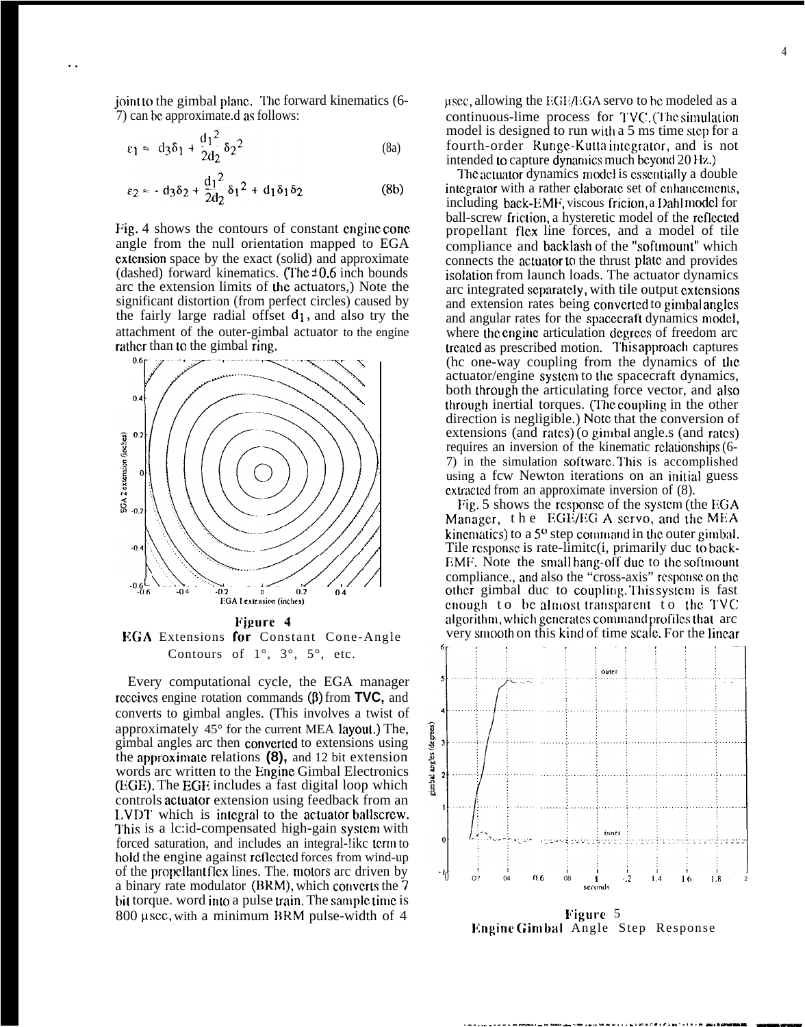joint to the gimbal plane. The forward kinematics (6-7) can be approximated as follows:

$$\varepsilon_1 \approx d_3\delta_1 + \frac{d_1^2}{2d_2}\delta_2^2 \tag{8a}$$

$$\varepsilon_2 \approx -d_3\delta_2 + \frac{d_1^2}{2d_2}\delta_1^2 + d_1\delta_1\delta_2 \tag{8b}$$

Fig. 4 shows the contours of constant engine cone angle from the null orientation mapped to EGA extension space by the exact (solid) and approximate (dashed) forward kinematics. (The ±0.6 inch bounds arc the extension limits of the actuators.) Note the significant distortion (from perfect circles) caused by the fairly large radial offset $d_1$, and also try the attachment of the outer-gimbal actuator to the engine rather than to the gimbal ring.

**Figure 4**
EGA Extensions for Constant Cone-Angle Contours of 1°, 3°, 5°, etc.

Every computational cycle, the EGA manager receives engine rotation commands ($\beta$) from **TVC,** and converts to gimbal angles. (This involves a twist of approximately 45° for the current MEA layout.) The, gimbal angles arc then converted to extensions using the approximate relations **(8),** and 12 bit extension words arc written to the Engine Gimbal Electronics (EGE). The EGE includes a fast digital loop which controls actuator extension using feedback from an LVDT which is integral to the actuator ballscrew. This is a lead-compensated high-gain system with forced saturation, and includes an integral-like term to hold the engine against reflected forces from wind-up of the propellant flex lines. The. motors arc driven by a binary rate modulator (BRM), which converts the 7 bit torque. word into a pulse train. The sample time is 800 μsec, with a minimum BRM pulse-width of 4 μsec, allowing the EGE/EGA servo to be modeled as a continuous-time process for TVC. (The simulation model is designed to run with a 5 ms time step for a fourth-order Runge-Kutta integrator, and is not intended to capture dynamics much beyond 20 Hz.)

The actuator dynamics model is essentially a double integrator with a rather elaborate set of enhancements, including back-EMF, viscous fricion, a Dahl model for ball-screw friction, a hysteretic model of the reflected propellant flex line forces, and a model of tile compliance and backlash of the "softmount" which connects the actuator to the thrust plate and provides isolation from launch loads. The actuator dynamics arc integrated separately, with tile output extensions and extension rates being converted to gimbal angles and angular rates for the spacecraft dynamics model, where the engine articulation degrees of freedom arc treated as prescribed motion. This approach captures the one-way coupling from the dynamics of the actuator/engine system to the spacecraft dynamics, both through the articulating force vector, and also through inertial torques. (The coupling in the other direction is negligible.) Note that the conversion of extensions (and rates) to gimbal angle.s (and rates) requires an inversion of the kinematic relationships (6-7) in the simulation software. This is accomplished using a few Newton iterations on an initial guess extracted from an approximate inversion of (8).

Fig. 5 shows the response of the system (the EGA Manager, the EGE/EGA servo, and the MEA kinematics) to a 5° step command in the outer gimbal. Tile response is rate-limited, primarily due to back-EMF. Note the small hang-off due to the softmount compliance., and also the "cross-axis" response on the other gimbal due to coupling. This system is fast enough to be almost transparent to the TVC algorithm, which generates command profiles that arc very smooth on this kind of time scale. For the linear

**Figure 5**
Engine Gimbal Angle Step Response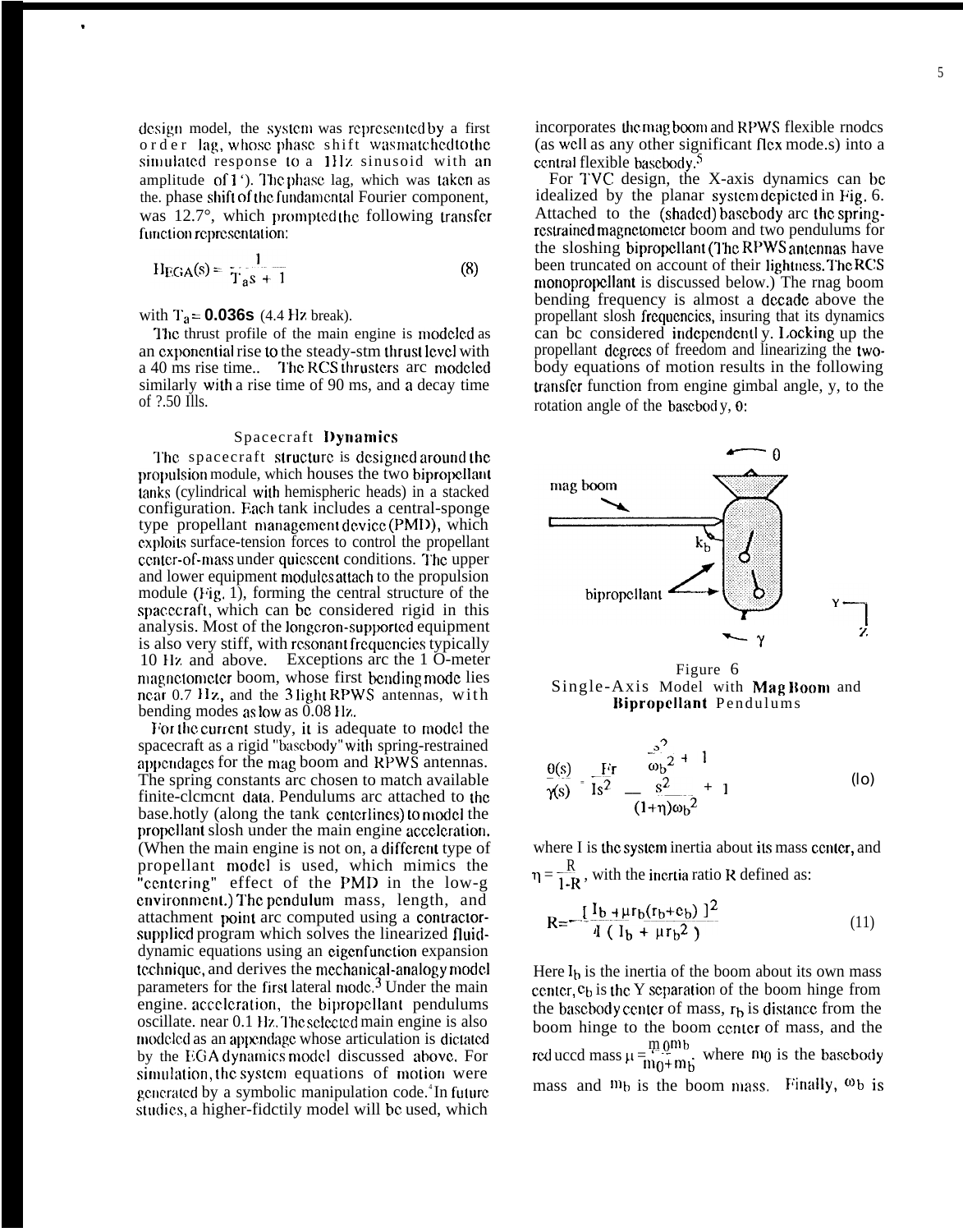design model, the system was represented by a first order lag, whose phase shift was matched to the simulated response to a 1 Hz sinusoid with an amplitude of 1°. The phase lag, which was taken as the phase shift of the fundamental Fourier component, was 12.7°, which prompted the following transfer function representation:

$$H_{EGA}(s) = \frac{1}{T_a s + 1} \tag{8}$$

with $T_a$ = **0.036s** (4.4 Hz break).

The thrust profile of the main engine is modeled as an exponential rise to the steady-state thrust level with a 40 ms rise time.. The RCS thrusters are modeled similarly with a rise time of 90 ms, and a decay time of ?.50 Ills.

## Spacecraft Dynamics

The spacecraft structure is designed around the propulsion module, which houses the two bipropellant tanks (cylindrical with hemispheric heads) in a stacked configuration. Each tank includes a central-sponge type propellant management device (PMD), which exploits surface-tension forces to control the propellant center-of-mass under quiescent conditions. The upper and lower equipment modules attach to the propulsion module (Fig. 1), forming the central structure of the spacecraft, which can be considered rigid in this analysis. Most of the longeron-supported equipment is also very stiff, with resonant frequencies typically 10 Hz and above. Exceptions are the 10-meter magnetometer boom, whose first bending mode lies near 0.7 Hz, and the 3 light RPWS antennas, with bending modes as low as 0.08 Hz.

For the current study, it is adequate to model the spacecraft as a rigid "basebody" with spring-restrained appendages for the mag boom and RPWS antennas. The spring constants are chosen to match available finite-element data. Pendulums are attached to the basebody (along the tank centerlines) to model the propellant slosh under the main engine acceleration. (When the main engine is not on, a different type of propellant model is used, which mimics the "centering" effect of the PMD in the low-g environment.) The pendulum mass, length, and attachment point are computed using a contractor-supplied program which solves the linearized fluid-dynamic equations using an eigenfunction expansion technique, and derives the mechanical-analogy model parameters for the first lateral mode.[3] Under the main engine. acceleration, the bipropellant pendulums oscillate. near 0.1 Hz. The selected main engine is also modeled as an appendage whose articulation is dictated by the EGA dynamics model discussed above. For simulation, the system equations of motion were generated by a symbolic manipulation code.[4] In future studies, a higher-fidelity model will be used, which incorporates the mag boom and RPWS flexible modes (as well as any other significant flex mode.s) into a central flexible basebody.[5]

For TVC design, the X-axis dynamics can be idealized by the planar system depicted in Fig. 6. Attached to the (shaded) basebody are the spring-restrained magnetometer boom and two pendulums for the sloshing bipropellant (The RPWS antennas have been truncated on account of their lightness. The RCS monopropellant is discussed below.) The mag boom bending frequency is almost a decade above the propellant slosh frequencies, insuring that its dynamics can be considered independently. Locking up the propellant degrees of freedom and linearizing the two-body equations of motion results in the following transfer function from engine gimbal angle, γ, to the rotation angle of the basebody, θ:

Figure 6
Single-Axis Model with Mag Boom and Bipropellant Pendulums

$$\frac{\theta(s)}{\gamma(s)} = \frac{Fr}{Is^2} \, \frac{\frac{s^2}{\omega_b^2} + 1}{\frac{s^2}{(1+\eta)\omega_b^2} + 1} \tag{10}$$

where I is the system inertia about its mass center, and $\eta = \frac{R}{1-R}$, with the inertia ratio R defined as:

$$R = \frac{[\,I_b + \mu r_b(r_b + c_b)\,]^2}{I\,(\,I_b + \mu r_b^2\,)} \tag{11}$$

Here $I_b$ is the inertia of the boom about its own mass center, $c_b$ is the Y separation of the boom hinge from the basebody center of mass, $r_b$ is distance from the boom hinge to the boom center of mass, and the reduced mass $\mu = \frac{m_0 m_b}{m_0 + m_b}$, where $m_0$ is the basebody mass and $m_b$ is the boom mass. Finally, $\omega_b$ is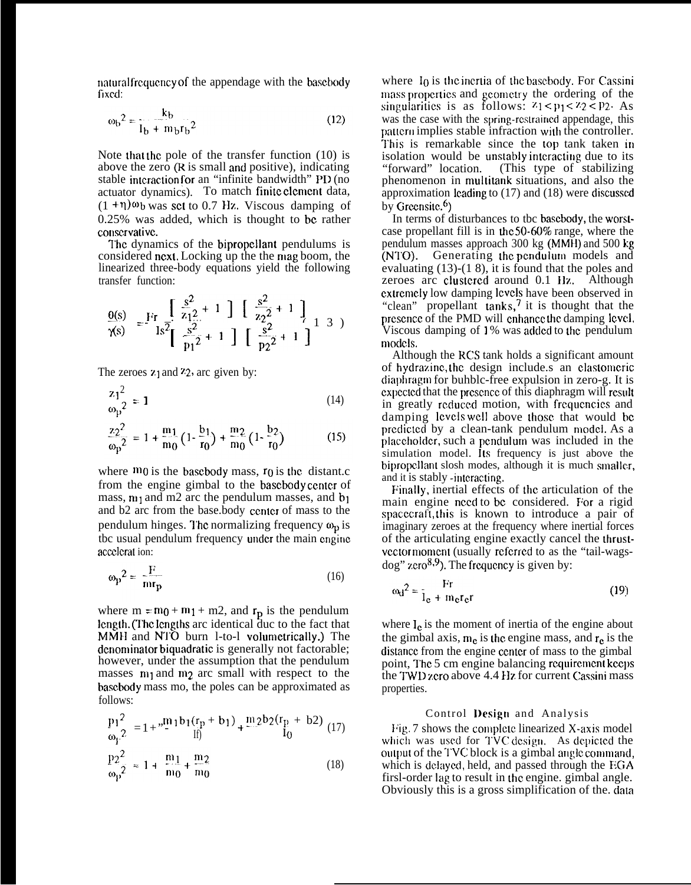natural frequency of the appendage with the basebody fixed:

$$\omega_b^2 = \frac{k_b}{I_b + m_b r_b^2} \tag{12}$$

Note that the pole of the transfer function (10) is above the zero ($R$ is small and positive), indicating stable interaction for an "infinite bandwidth" PD (no actuator dynamics). To match finite element data, $(1+\eta)\omega_b$ was set to 0.7 Hz. Viscous damping of 0.25% was added, which is thought to be rather conservative.

The dynamics of the bipropellant pendulums is considered next. Locking up the the mag boom, the linearized three-body equations yield the following transfer function:

$$\frac{\theta(s)}{\gamma(s)} = \frac{Fr}{Is^2} \frac{\left[\frac{s^2}{z_1^2} + 1\right]\left[\frac{s^2}{z_2^2} + 1\right]}{\left[\frac{s^2}{p_1^2} + 1\right]\left[\frac{s^2}{p_2^2} + 1\right]} \tag{13}$$

The zeroes $z_1$ and $z_2$, are given by:

$$\frac{z_1^2}{\omega_p^2} = 1 \tag{14}$$

$$\frac{z_2^2}{\omega_p^2} = 1 + \frac{m_1}{m_0}\left(1 - \frac{b_1}{r_0}\right) + \frac{m_2}{m_0}\left(1 - \frac{b_2}{r_0}\right) \tag{15}$$

where $m_0$ is the basebody mass, $r_0$ is the distance from the engine gimbal to the basebody center of mass, $m_1$ and $m_2$ are the pendulum masses, and $b_1$ and $b_2$ are from the base.body center of mass to the pendulum hinges. The normalizing frequency $\omega_p$ is the usual pendulum frequency under the main engine acceleration:

$$\omega_p^2 = \frac{F}{m r_p} \tag{16}$$

where $m = m_0 + m_1 + m_2$, and $r_p$ is the pendulum length. (The lengths are identical due to the fact that MMH and NTO burn 1-to-1 volumetrically.) The denominator biquadratic is generally not factorable; however, under the assumption that the pendulum masses $m_1$ and $m_2$ are small with respect to the basebody mass $m_0$, the poles can be approximated as follows:

$$\frac{p_1^2}{\omega_p^2} = 1 + \frac{m_1 b_1 (r_p + b_1)}{I_0} + \frac{m_2 b_2 (r_p + b_2)}{I_0} \tag{17}$$

$$\frac{p_2^2}{\omega_p^2} \approx 1 + \frac{m_1}{m_0} + \frac{m_2}{m_0} \tag{18}$$

where $I_0$ is the inertia of the basebody. For Cassini mass properties and geometry the ordering of the singularities is as follows: $z_1 < p_1 < z_2 < p_2$. As was the case with the spring-restrained appendage, this pattern implies stable infraction with the controller. This is remarkable since the top tank taken in isolation would be unstably interacting due to its "forward" location. (This type of stabilizing phenomenon in multitank situations, and also the approximation leading to (17) and (18) were discussed by Greensite.[6])

In terms of disturbances to the basebody, the worst-case propellant fill is in the 50-60% range, where the pendulum masses approach 300 kg (MMH) and 500 kg (NTO). Generating the pendulum models and evaluating (13)-(18), it is found that the poles and zeroes are clustered around 0.1 Hz. Although extremely low damping levels have been observed in "clean" propellant tanks,[7] it is thought that the presence of the PMD will enhance the damping level. Viscous damping of 1% was added to the pendulum models.

Although the RCS tank holds a significant amount of hydrazine, the design include.s an elastomeric diaphragm for bubble-free expulsion in zero-g. It is expected that the presence of this diaphragm will result in greatly reduced motion, with frequencies and damping levels well above those that would be predicted by a clean-tank pendulum model. As a placeholder, such a pendulum was included in the simulation model. Its frequency is just above the bipropellant slosh modes, although it is much smaller, and it is stably -interacting.

Finally, inertial effects of the articulation of the main engine need to be considered. For a rigid spacecraft, this is known to introduce a pair of imaginary zeroes at the frequency where inertial forces of the articulating engine exactly cancel the thrust-vector moment (usually referred to as the "tail-wags-dog" zero[8,9]). The frequency is given by:

$$\omega_d^2 = \frac{Fr}{I_e + m_e r_e r} \tag{19}$$

where $I_e$ is the moment of inertia of the engine about the gimbal axis, $m_e$ is the engine mass, and $r_e$ is the distance from the engine center of mass to the gimbal point, The 5 cm engine balancing requirement keeps the TWD zero above 4.4 Hz for current Cassini mass properties.

## Control Design and Analysis

Fig. 7 shows the complete linearized X-axis model which was used for TVC design. As depicted the output of the TVC block is a gimbal angle command, which is delayed, held, and passed through the EGA first-order lag to result in the engine. gimbal angle. Obviously this is a gross simplification of the. data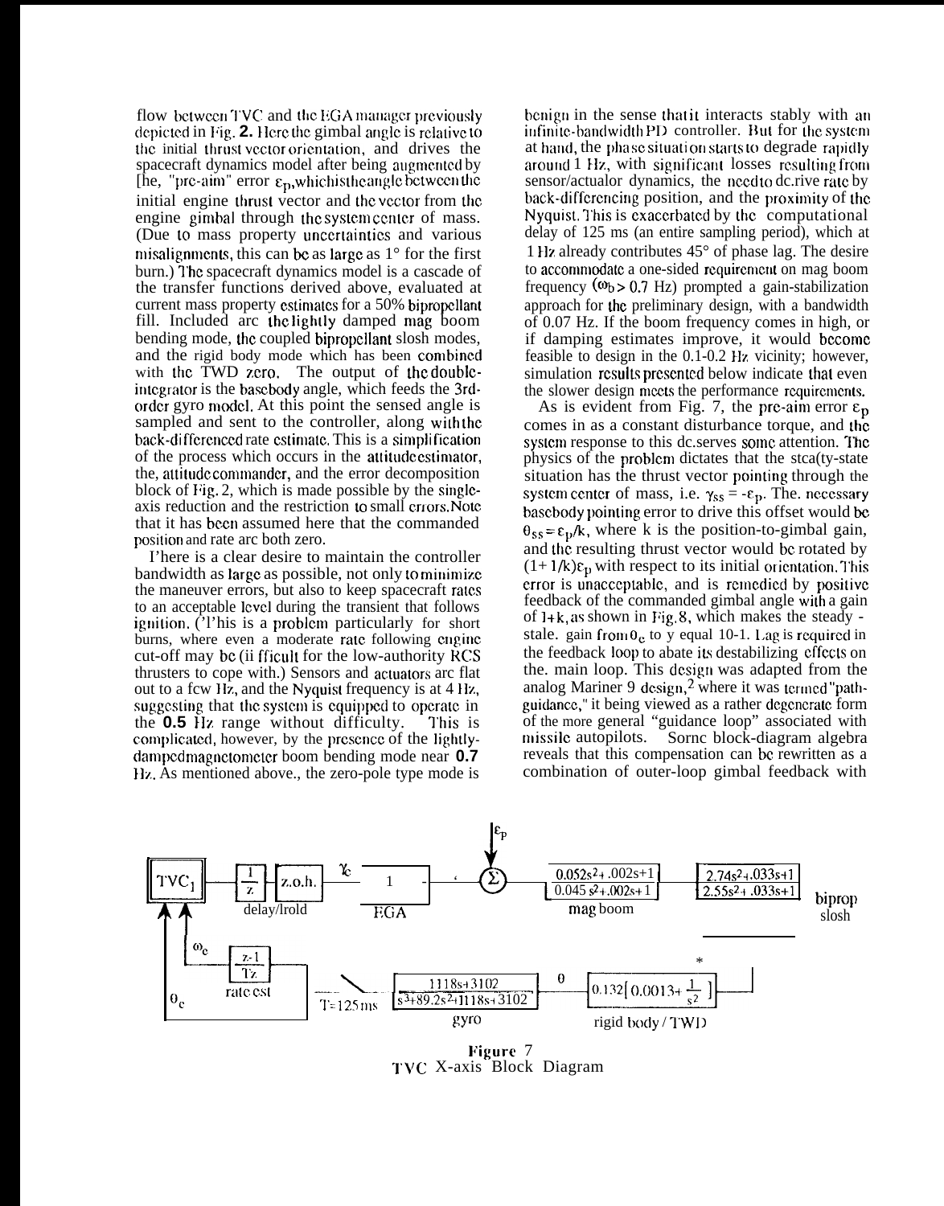flow between TVC and the EGA manager previously depicted in Fig. **2.** Here the gimbal angle is relative to the initial thrust vector orientation, and drives the spacecraft dynamics model after being augmented by the "pre-aim" error $\varepsilon_p$, which is the angle between the initial engine thrust vector and the vector from the engine gimbal through the system center of mass. (Due to mass property uncertainties and various misalignments, this can be as large as 1° for the first burn.) The spacecraft dynamics model is a cascade of the transfer functions derived above, evaluated at current mass property estimates for a 50% bipropellant fill. Included are the lightly damped mag boom bending mode, the coupled bipropellant slosh modes, and the rigid body mode which has been combined with the TWD zero. The output of the double-integrator is the basebody angle, which feeds the 3rd-order gyro model. At this point the sensed angle is sampled and sent to the controller, along with the back-differenced rate estimate. This is a simplification of the process which occurs in the attitude estimator, the attitude commander, and the error decomposition block of Fig. 2, which is made possible by the single-axis reduction and the restriction to small errors. Note that it has been assumed here that the commanded position and rate are both zero.

There is a clear desire to maintain the controller bandwidth as large as possible, not only to minimize the maneuver errors, but also to keep spacecraft rates to an acceptable level during the transient that follows ignition. (This is a problem particularly for short burns, where even a moderate rate following engine cut-off may be difficult for the low-authority RCS thrusters to cope with.) Sensors and actuators are flat out to a few Hz, and the Nyquist frequency is at 4 Hz, suggesting that the system is equipped to operate in the **0.5** Hz range without difficulty. This is complicated, however, by the presence of the lightly-damped magnetometer boom bending mode near **0.7** Hz. As mentioned above., the zero-pole type mode is benign in the sense that it interacts stably with an infinite-bandwidth PD controller. But for the system at hand, the phase situation starts to degrade rapidly around 1 Hz, with significant losses resulting from sensor/actuator dynamics, the need to derive rate by back-differencing position, and the proximity of the Nyquist. This is exacerbated by the computational delay of 125 ms (an entire sampling period), which at 1 Hz already contributes 45° of phase lag. The desire to accommodate a one-sided requirement on mag boom frequency ($\omega_b > 0.7$ Hz) prompted a gain-stabilization approach for the preliminary design, with a bandwidth of 0.07 Hz. If the boom frequency comes in high, or if damping estimates improve, it would become feasible to design in the 0.1-0.2 Hz vicinity; however, simulation results presented below indicate that even the slower design meets the performance requirements.

As is evident from Fig. 7, the pre-aim error $\varepsilon_p$ comes in as a constant disturbance torque, and the system response to this dc.serves some attention. The physics of the problem dictates that the steady-state situation has the thrust vector pointing through the system center of mass, i.e. $\gamma_{ss} = -\varepsilon_p$. The. necessary basebody pointing error to drive this offset would be $\theta_{ss} = \varepsilon_p/k$, where k is the position-to-gimbal gain, and the resulting thrust vector would be rotated by $(1+1/k)\varepsilon_p$ with respect to its initial orientation. This error is unacceptable, and is remedied by positive feedback of the commanded gimbal angle with a gain of $1+k$, as shown in Fig. 8, which makes the steady-state. gain from $\theta_c$ to $\gamma$ equal 10-1. Lag is required in the feedback loop to abate its destabilizing effects on the. main loop. This design was adapted from the analog Mariner 9 design,[2] where it was termed "path-guidance," it being viewed as a rather degenerate form of the more general "guidance loop" associated with missile autopilots. Some block-diagram algebra reveals that this compensation can be rewritten as a combination of outer-loop gimbal feedback with

**Figure 7**
TVC X-axis Block Diagram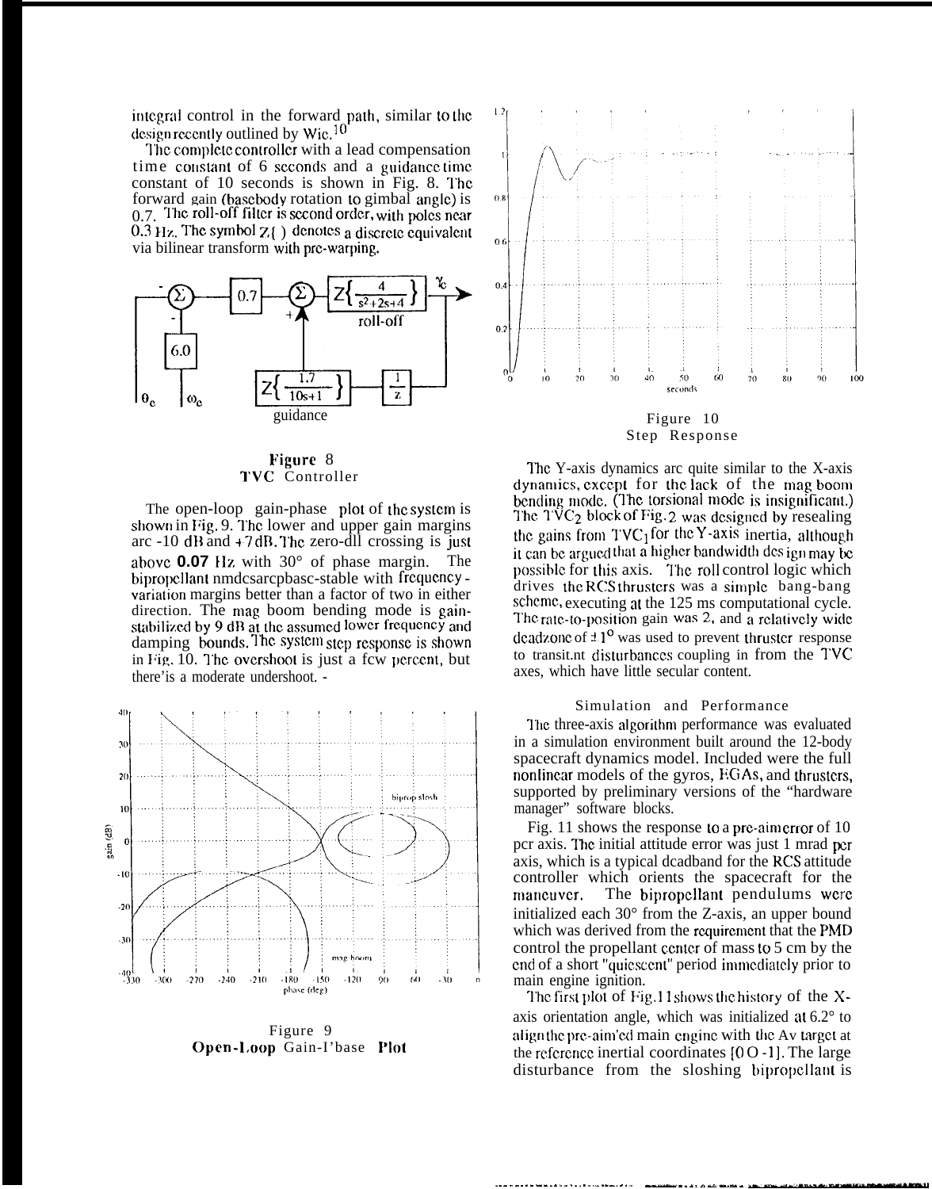integral control in the forward path, similar to the design recently outlined by Wie.[10]

The complete controller with a lead compensation time constant of 6 seconds and a guidance time constant of 10 seconds is shown in Fig. 8. The forward gain (basebody rotation to gimbal angle) is 0.7. The roll-off filter is second order, with poles near 0.3 Hz. The symbol Z{ } denotes a discrete equivalent via bilinear transform with pre-warping.

Figure 8
**TVC** Controller

The open-loop gain-phase plot of the system is shown in Fig. 9. The lower and upper gain margins are -10 dB and +7 dB. The zero-dB crossing is just above 0.07 Hz with 30° of phase margin. The bipropellant modes are phase-stable with frequency-variation margins better than a factor of two in either direction. The mag boom bending mode is gain-stabilized by 9 dB at the assumed lower frequency and damping bounds. The system step response is shown in Fig. 10. The overshoot is just a few percent, but there's a moderate undershoot.

Figure 9
**Open-Loop** Gain-Phase **Plot**

Figure 10
Step Response

The Y-axis dynamics are quite similar to the X-axis dynamics, except for the lack of the mag boom bending mode. (The torsional mode is insignificant.) The $TVC_2$ block of Fig. 2 was designed by rescaling the gains from $TVC_1$ for the Y-axis inertia, although it can be argued that a higher bandwidth design may be possible for this axis. The roll control logic which drives the RCS thrusters was a simple bang-bang scheme, executing at the 125 ms computational cycle. The rate-to-position gain was 2, and a relatively wide deadzone of $\pm 1^{\circ}$ was used to prevent thruster response to transient disturbances coupling in from the TVC axes, which have little secular content.

## Simulation and Performance

The three-axis algorithm performance was evaluated in a simulation environment built around the 12-body spacecraft dynamics model. Included were the full nonlinear models of the gyros, EGAs, and thrusters, supported by preliminary versions of the "hardware manager" software blocks.

Fig. 11 shows the response to a pre-aim error of 10 per axis. The initial attitude error was just 1 mrad per axis, which is a typical deadband for the RCS attitude controller which orients the spacecraft for the maneuver. The bipropellant pendulums were initialized each 30° from the Z-axis, an upper bound which was derived from the requirement that the PMD control the propellant center of mass to 5 cm by the end of a short "quiescent" period immediately prior to main engine ignition.

The first plot of Fig. 11 shows the history of the X-axis orientation angle, which was initialized at 6.2° to align the pre-aim'ed main engine with the Δv target at the reference inertial coordinates [0 0 -1]. The large disturbance from the sloshing bipropellant is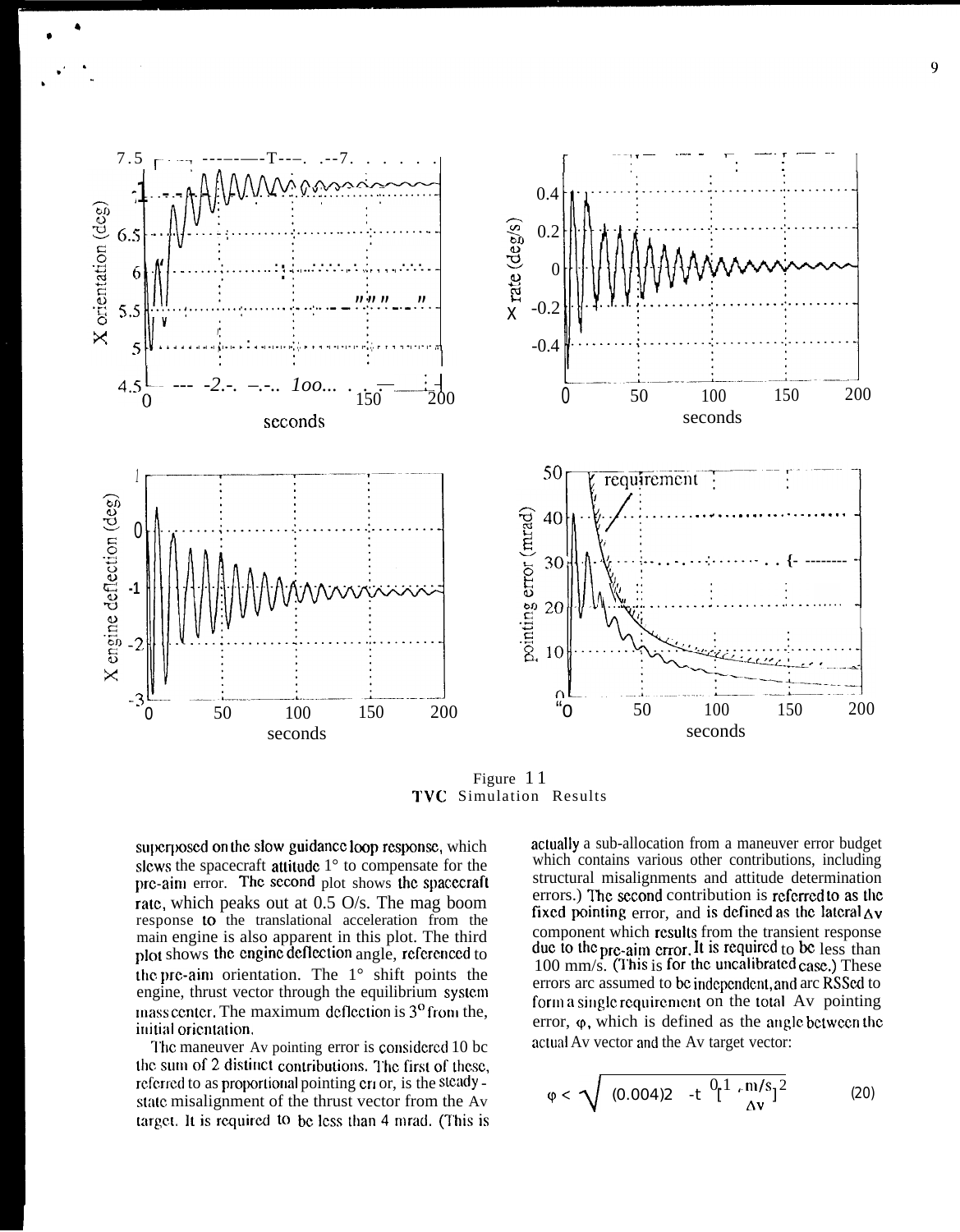Figure 11
**TVC** Simulation Results

superposed on the slow guidance loop response, which slews the spacecraft attitude 1° to compensate for the pre-aim error. The second plot shows the spacecraft rate, which peaks out at 0.5 °/s. The mag boom response to the translational acceleration from the main engine is also apparent in this plot. The third plot shows the engine deflection angle, referenced to the pre-aim orientation. The 1° shift points the engine, thrust vector through the equilibrium system mass center. The maximum deflection is 3° from the, initial orientation.

The maneuver Δv pointing error is considered to be the sum of 2 distinct contributions. The first of these, referred to as proportional pointing error, is the steady-state misalignment of the thrust vector from the Δv target. It is required to be less than 4 mrad. (This is actually a sub-allocation from a maneuver error budget which contains various other contributions, including structural misalignments and attitude determination errors.) The second contribution is referred to as the fixed pointing error, and is defined as the lateral Δv component which results from the transient response due to the pre-aim error. It is required to be less than 100 mm/s. (This is for the uncalibrated case.) These errors are assumed to be independent, and are RSSed to form a single requirement on the total Δv pointing error, φ, which is defined as the angle between the actual Δv vector and the Δv target vector:

$$\varphi < \sqrt{(0.004)^2 + \left[\frac{0.1\ \mathrm{m/s}}{\Delta v}\right]^2} \qquad (20)$$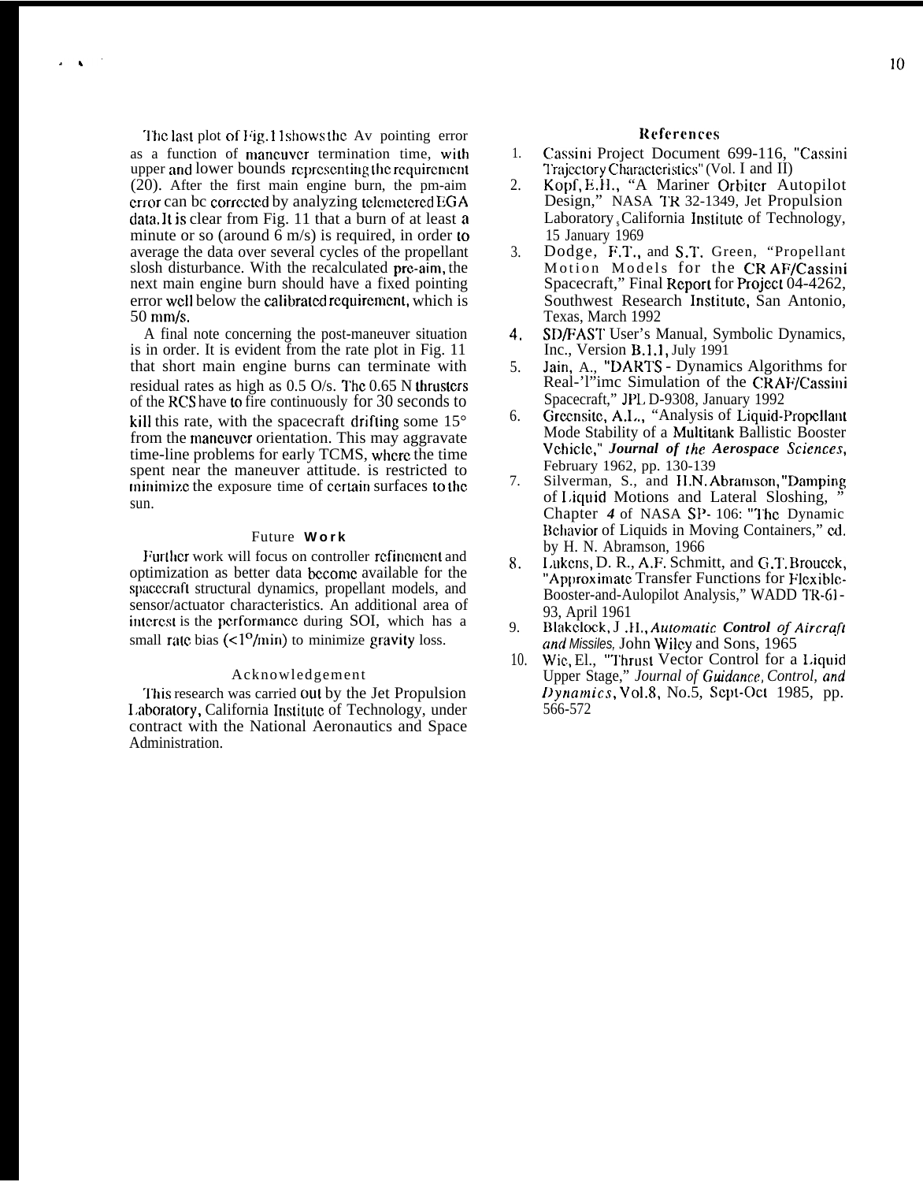The last plot of Fig. 11 shows the Δv pointing error as a function of maneuver termination time, with upper and lower bounds representing the requirement (2σ). After the first main engine burn, the pre-aim error can be corrected by analyzing telemetered EGA data. It is clear from Fig. 11 that a burn of at least a minute or so (around 6 m/s) is required, in order to average the data over several cycles of the propellant slosh disturbance. With the recalculated pre-aim, the next main engine burn should have a fixed pointing error well below the calibrated requirement, which is 50 mm/s.

A final note concerning the post-maneuver situation is in order. It is evident from the rate plot in Fig. 11 that short main engine burns can terminate with residual rates as high as 0.5 °/s. The 0.65 N thrusters of the RCS have to fire continuously for 30 seconds to kill this rate, with the spacecraft drifting some 15° from the maneuver orientation. This may aggravate time-line problems for early TCMS, where the time spent near the maneuver attitude. is restricted to minimize the exposure time of certain surfaces to the sun.

## Future Work

Further work will focus on controller refinement and optimization as better data become available for the spacecraft structural dynamics, propellant models, and sensor/actuator characteristics. An additional area of interest is the performance during SOI, which has a small rate bias (<1°/min) to minimize gravity loss.

## Acknowledgement

This research was carried out by the Jet Propulsion Laboratory, California Institute of Technology, under contract with the National Aeronautics and Space Administration.

## References

1. Cassini Project Document 699-116, "Cassini Trajectory Characteristics" (Vol. I and II)
2. Kopf, E.H., "A Mariner Orbiter Autopilot Design," NASA TR 32-1349, Jet Propulsion Laboratory, California Institute of Technology, 15 January 1969
3. Dodge, F.T., and S.T. Green, "Propellant Motion Models for the CRAF/Cassini Spacecraft," Final Report for Project 04-4262, Southwest Research Institute, San Antonio, Texas, March 1992
4. SD/FAST User's Manual, Symbolic Dynamics, Inc., Version B.1.1, July 1991
5. Jain, A., "DARTS - Dynamics Algorithms for Real-Time Simulation of the CRAF/Cassini Spacecraft," JPL D-9308, January 1992
6. Greensite, A.L., "Analysis of Liquid-Propellant Mode Stability of a Multitank Ballistic Booster Vehicle," *Journal of the Aerospace Sciences*, February 1962, pp. 130-139
7. Silverman, S., and H.N. Abramson, "Damping of Liquid Motions and Lateral Sloshing," Chapter *4* of NASA SP-106: "The Dynamic Behavior of Liquids in Moving Containers," ed. by H. N. Abramson, 1966
8. Lukens, D. R., A.F. Schmitt, and G.T. Broucek, "Approximate Transfer Functions for Flexible-Booster-and-Autopilot Analysis," WADD TR-61-93, April 1961
9. Blakelock, J.H., *Automatic Control of Aircraft and Missiles*, John Wiley and Sons, 1965
10. Wie, B., "Thrust Vector Control for a Liquid Upper Stage," *Journal of Guidance, Control, and Dynamics*, Vol.8, No.5, Sept-Oct 1985, pp. 566-572